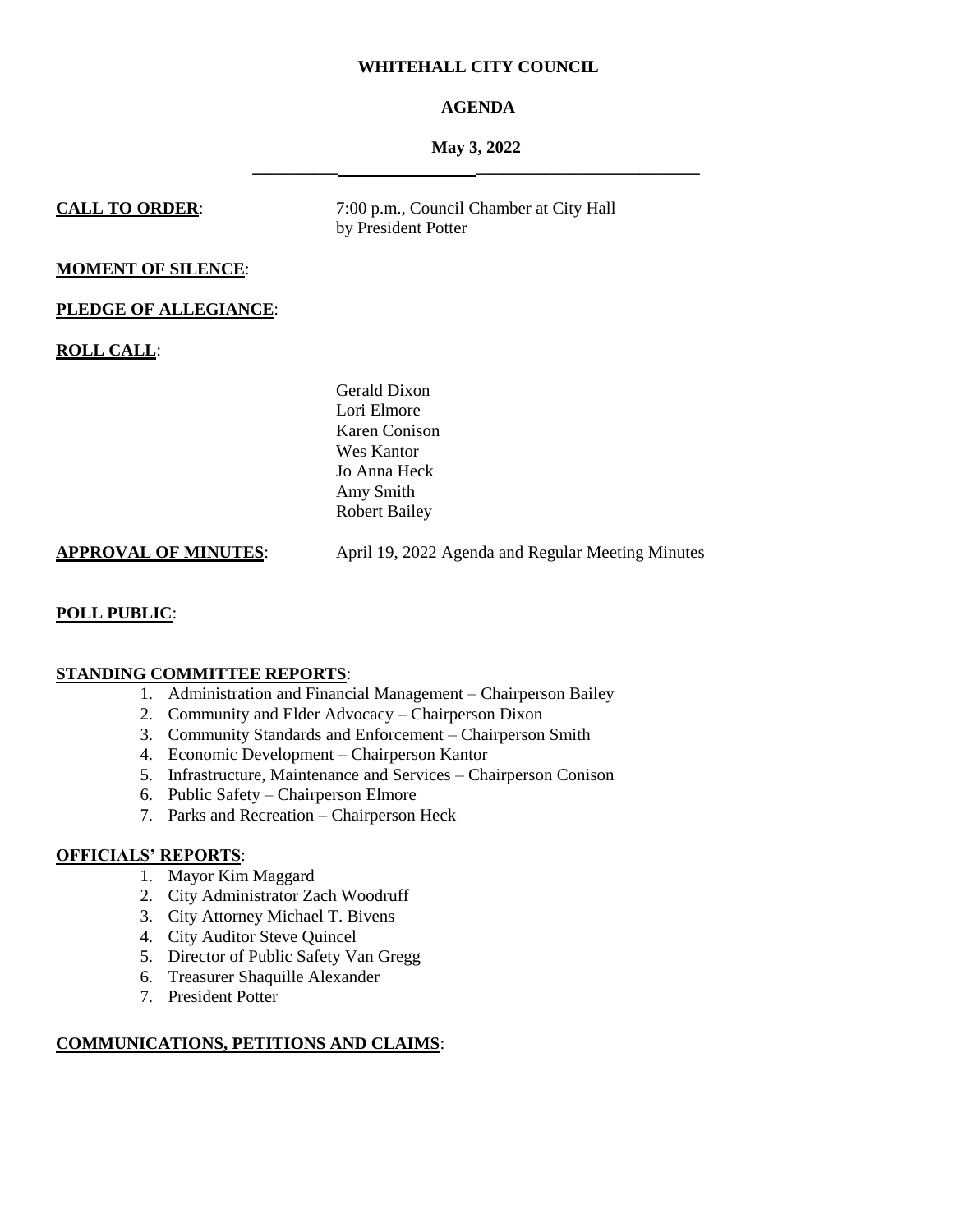# WHITEHALL CITY COUNCIL

## AGENDA

### May 3, 2022

---

**CALL TO ORDER**: 7:00 p.m., Council Chamber at City Hall by President Potter

**MOMENT OF SILENCE**:

**PLEDGE OF ALLEGIANCE**:

**ROLL CALL**:

Gerald Dixon
Lori Elmore
Karen Conison
Wes Kantor
Jo Anna Heck
Amy Smith
Robert Bailey

**APPROVAL OF MINUTES**: April 19, 2022 Agenda and Regular Meeting Minutes

**POLL PUBLIC**:

**STANDING COMMITTEE REPORTS**:

1. Administration and Financial Management – Chairperson Bailey
2. Community and Elder Advocacy – Chairperson Dixon
3. Community Standards and Enforcement – Chairperson Smith
4. Economic Development – Chairperson Kantor
5. Infrastructure, Maintenance and Services – Chairperson Conison
6. Public Safety – Chairperson Elmore
7. Parks and Recreation – Chairperson Heck

**OFFICIALS' REPORTS**:

1. Mayor Kim Maggard
2. City Administrator Zach Woodruff
3. City Attorney Michael T. Bivens
4. City Auditor Steve Quincel
5. Director of Public Safety Van Gregg
6. Treasurer Shaquille Alexander
7. President Potter

**COMMUNICATIONS, PETITIONS AND CLAIMS**: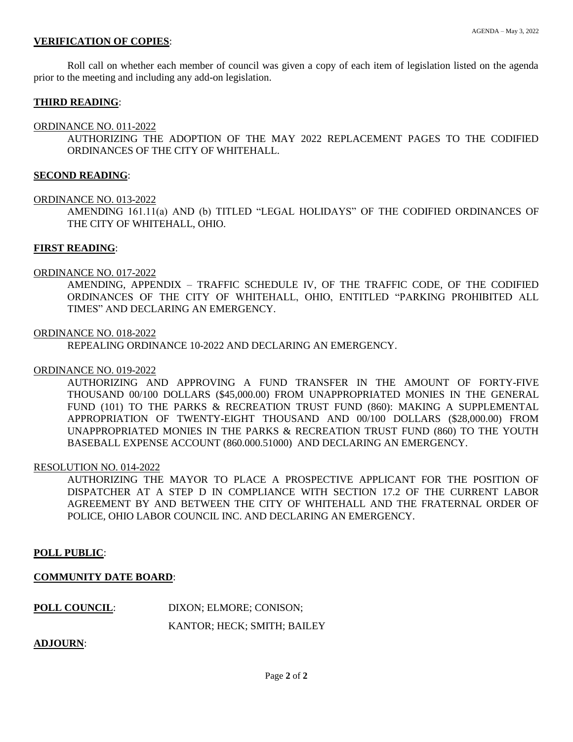**VERIFICATION OF COPIES**:

Roll call on whether each member of council was given a copy of each item of legislation listed on the agenda prior to the meeting and including any add-on legislation.

**THIRD READING**:

ORDINANCE NO. 011-2022

AUTHORIZING THE ADOPTION OF THE MAY 2022 REPLACEMENT PAGES TO THE CODIFIED ORDINANCES OF THE CITY OF WHITEHALL.

**SECOND READING**:

ORDINANCE NO. 013-2022

AMENDING 161.11(a) AND (b) TITLED "LEGAL HOLIDAYS" OF THE CODIFIED ORDINANCES OF THE CITY OF WHITEHALL, OHIO.

**FIRST READING**:

ORDINANCE NO. 017-2022

AMENDING, APPENDIX – TRAFFIC SCHEDULE IV, OF THE TRAFFIC CODE, OF THE CODIFIED ORDINANCES OF THE CITY OF WHITEHALL, OHIO, ENTITLED "PARKING PROHIBITED ALL TIMES" AND DECLARING AN EMERGENCY.

ORDINANCE NO. 018-2022

REPEALING ORDINANCE 10-2022 AND DECLARING AN EMERGENCY.

ORDINANCE NO. 019-2022

AUTHORIZING AND APPROVING A FUND TRANSFER IN THE AMOUNT OF FORTY-FIVE THOUSAND 00/100 DOLLARS ($45,000.00) FROM UNAPPROPRIATED MONIES IN THE GENERAL FUND (101) TO THE PARKS & RECREATION TRUST FUND (860): MAKING A SUPPLEMENTAL APPROPRIATION OF TWENTY-EIGHT THOUSAND AND 00/100 DOLLARS ($28,000.00) FROM UNAPPROPRIATED MONIES IN THE PARKS & RECREATION TRUST FUND (860) TO THE YOUTH BASEBALL EXPENSE ACCOUNT (860.000.51000) AND DECLARING AN EMERGENCY.

RESOLUTION NO. 014-2022

AUTHORIZING THE MAYOR TO PLACE A PROSPECTIVE APPLICANT FOR THE POSITION OF DISPATCHER AT A STEP D IN COMPLIANCE WITH SECTION 17.2 OF THE CURRENT LABOR AGREEMENT BY AND BETWEEN THE CITY OF WHITEHALL AND THE FRATERNAL ORDER OF POLICE, OHIO LABOR COUNCIL INC. AND DECLARING AN EMERGENCY.

**POLL PUBLIC**:

**COMMUNITY DATE BOARD**:

**POLL COUNCIL**: DIXON; ELMORE; CONISON;

KANTOR; HECK; SMITH; BAILEY

**ADJOURN**: